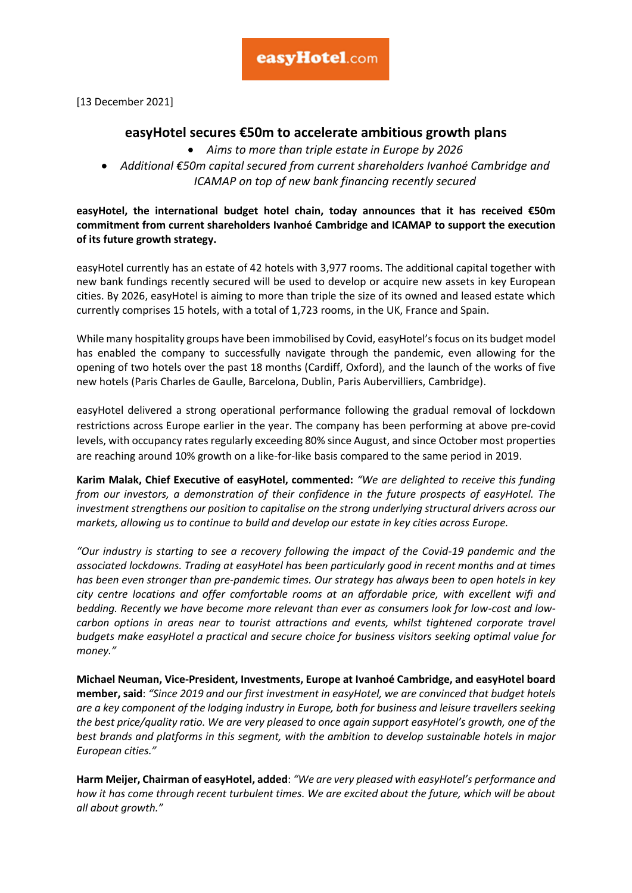easyHotel.com

[13 December 2021]

# easyHotel secures €50m to accelerate ambitious growth plans

- *Aims to more than triple estate in Europe by 2026*
- *Additional €50m capital secured from current shareholders Ivanhoé Cambridge and ICAMAP on top of new bank financing recently secured*

**easyHotel, the international budget hotel chain, today announces that it has received €50m commitment from current shareholders Ivanhoé Cambridge and ICAMAP to support the execution of its future growth strategy.**

easyHotel currently has an estate of 42 hotels with 3,977 rooms. The additional capital together with new bank fundings recently secured will be used to develop or acquire new assets in key European cities. By 2026, easyHotel is aiming to more than triple the size of its owned and leased estate which currently comprises 15 hotels, with a total of 1,723 rooms, in the UK, France and Spain.

While many hospitality groups have been immobilised by Covid, easyHotel's focus on its budget model has enabled the company to successfully navigate through the pandemic, even allowing for the opening of two hotels over the past 18 months (Cardiff, Oxford), and the launch of the works of five new hotels (Paris Charles de Gaulle, Barcelona, Dublin, Paris Aubervilliers, Cambridge).

easyHotel delivered a strong operational performance following the gradual removal of lockdown restrictions across Europe earlier in the year. The company has been performing at above pre-covid levels, with occupancy rates regularly exceeding 80% since August, and since October most properties are reaching around 10% growth on a like-for-like basis compared to the same period in 2019.

**Karim Malak, Chief Executive of easyHotel, commented:** *"We are delighted to receive this funding from our investors, a demonstration of their confidence in the future prospects of easyHotel. The investment strengthens our position to capitalise on the strong underlying structural drivers across our markets, allowing us to continue to build and develop our estate in key cities across Europe.*

*"Our industry is starting to see a recovery following the impact of the Covid-19 pandemic and the associated lockdowns. Trading at easyHotel has been particularly good in recent months and at times has been even stronger than pre-pandemic times. Our strategy has always been to open hotels in key city centre locations and offer comfortable rooms at an affordable price, with excellent wifi and bedding. Recently we have become more relevant than ever as consumers look for low-cost and low-carbon options in areas near to tourist attractions and events, whilst tightened corporate travel budgets make easyHotel a practical and secure choice for business visitors seeking optimal value for money."*

**Michael Neuman, Vice-President, Investments, Europe at Ivanhoé Cambridge, and easyHotel board member, said**: *"Since 2019 and our first investment in easyHotel, we are convinced that budget hotels are a key component of the lodging industry in Europe, both for business and leisure travellers seeking the best price/quality ratio. We are very pleased to once again support easyHotel's growth, one of the best brands and platforms in this segment, with the ambition to develop sustainable hotels in major European cities."*

**Harm Meijer, Chairman of easyHotel, added**: *"We are very pleased with easyHotel's performance and how it has come through recent turbulent times. We are excited about the future, which will be about all about growth."*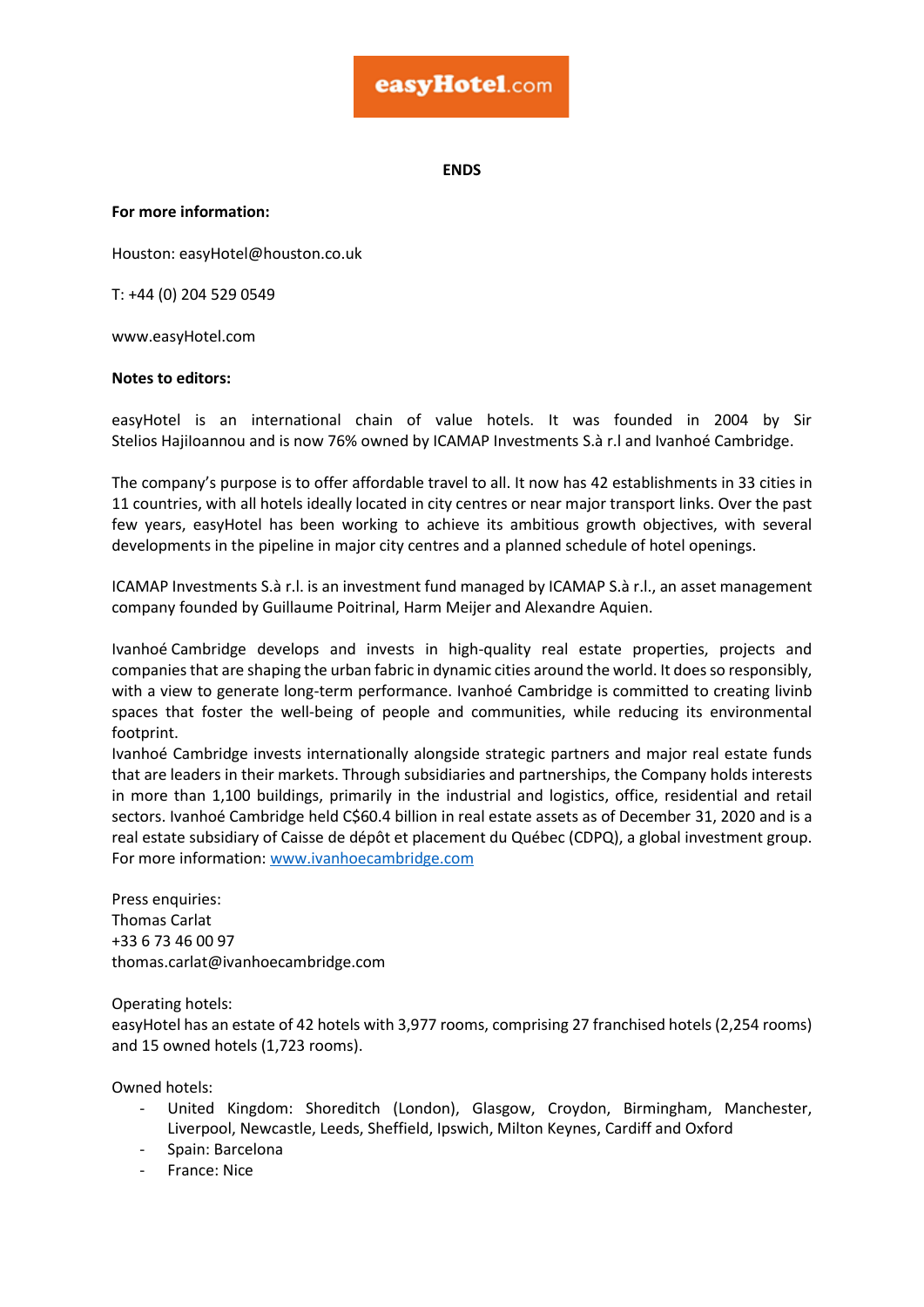**ENDS**

**For more information:**

Houston: easyHotel@houston.co.uk

T: +44 (0) 204 529 0549

www.easyHotel.com

**Notes to editors:**

easyHotel is an international chain of value hotels. It was founded in 2004 by Sir Stelios HajiIoannou and is now 76% owned by ICAMAP Investments S.à r.l and Ivanhoé Cambridge.

The company's purpose is to offer affordable travel to all. It now has 42 establishments in 33 cities in 11 countries, with all hotels ideally located in city centres or near major transport links. Over the past few years, easyHotel has been working to achieve its ambitious growth objectives, with several developments in the pipeline in major city centres and a planned schedule of hotel openings.

ICAMAP Investments S.à r.l. is an investment fund managed by ICAMAP S.à r.l., an asset management company founded by Guillaume Poitrinal, Harm Meijer and Alexandre Aquien.

Ivanhoé Cambridge develops and invests in high-quality real estate properties, projects and companies that are shaping the urban fabric in dynamic cities around the world. It does so responsibly, with a view to generate long-term performance. Ivanhoé Cambridge is committed to creating livinb spaces that foster the well-being of people and communities, while reducing its environmental footprint.
Ivanhoé Cambridge invests internationally alongside strategic partners and major real estate funds that are leaders in their markets. Through subsidiaries and partnerships, the Company holds interests in more than 1,100 buildings, primarily in the industrial and logistics, office, residential and retail sectors. Ivanhoé Cambridge held C$60.4 billion in real estate assets as of December 31, 2020 and is a real estate subsidiary of Caisse de dépôt et placement du Québec (CDPQ), a global investment group. For more information: www.ivanhoecambridge.com

Press enquiries:
Thomas Carlat
+33 6 73 46 00 97
thomas.carlat@ivanhoecambridge.com

Operating hotels:
easyHotel has an estate of 42 hotels with 3,977 rooms, comprising 27 franchised hotels (2,254 rooms) and 15 owned hotels (1,723 rooms).

Owned hotels:

- United Kingdom: Shoreditch (London), Glasgow, Croydon, Birmingham, Manchester, Liverpool, Newcastle, Leeds, Sheffield, Ipswich, Milton Keynes, Cardiff and Oxford
- Spain: Barcelona
- France: Nice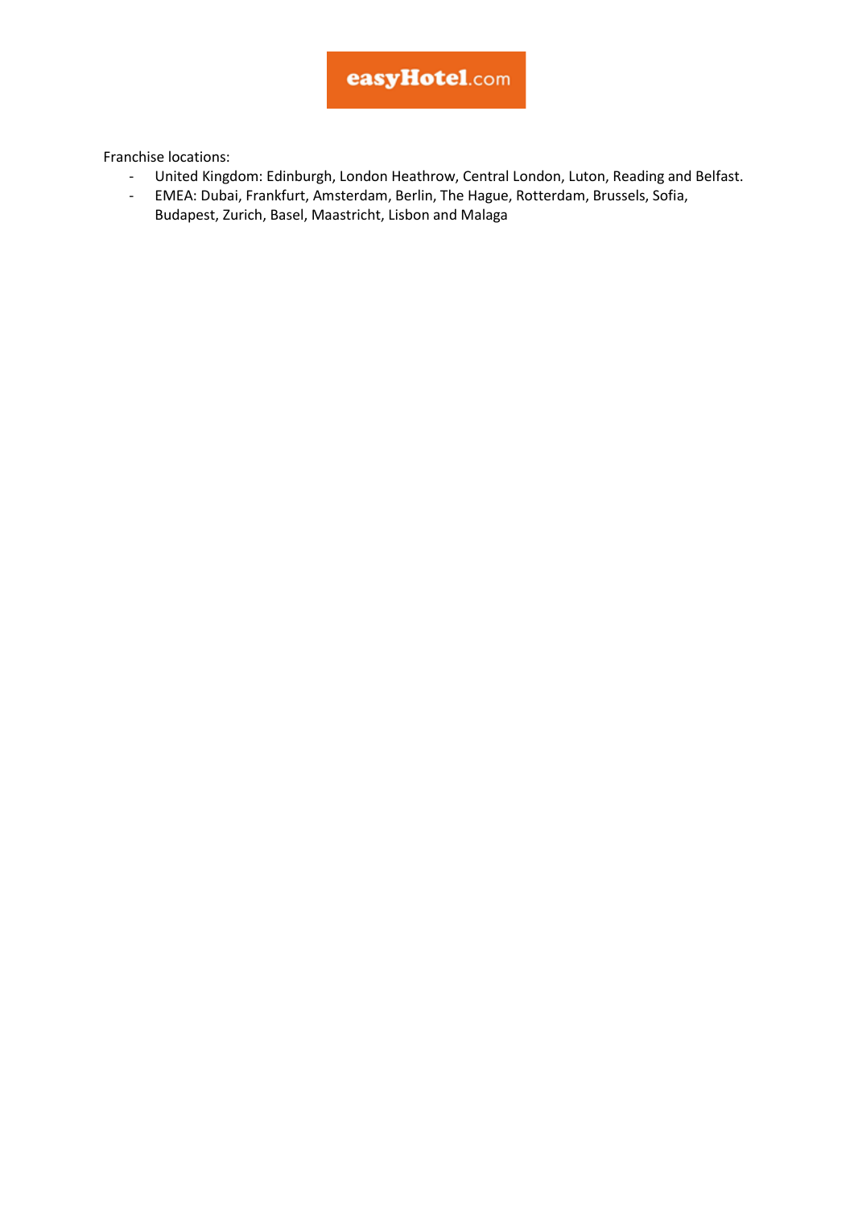easyHotel.com

Franchise locations:

- United Kingdom: Edinburgh, London Heathrow, Central London, Luton, Reading and Belfast.
- EMEA: Dubai, Frankfurt, Amsterdam, Berlin, The Hague, Rotterdam, Brussels, Sofia, Budapest, Zurich, Basel, Maastricht, Lisbon and Malaga